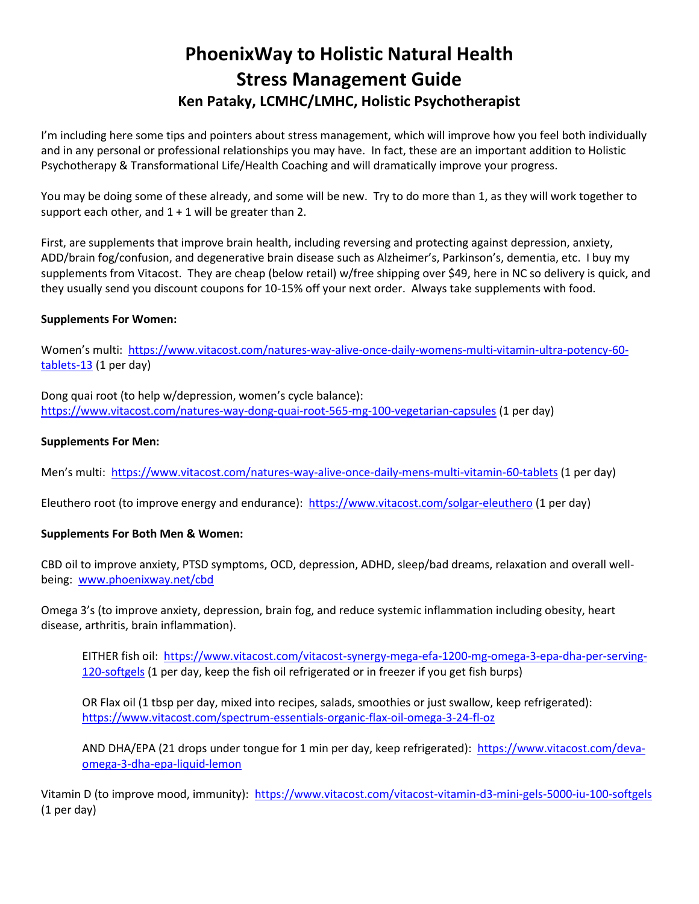# PhoenixWay to Holistic Natural Health
# Stress Management Guide
### Ken Pataky, LCMHC/LMHC, Holistic Psychotherapist

I'm including here some tips and pointers about stress management, which will improve how you feel both individually and in any personal or professional relationships you may have. In fact, these are an important addition to Holistic Psychotherapy & Transformational Life/Health Coaching and will dramatically improve your progress.

You may be doing some of these already, and some will be new. Try to do more than 1, as they will work together to support each other, and 1 + 1 will be greater than 2.

First, are supplements that improve brain health, including reversing and protecting against depression, anxiety, ADD/brain fog/confusion, and degenerative brain disease such as Alzheimer's, Parkinson's, dementia, etc. I buy my supplements from Vitacost. They are cheap (below retail) w/free shipping over $49, here in NC so delivery is quick, and they usually send you discount coupons for 10-15% off your next order. Always take supplements with food.

**Supplements For Women:**

Women's multi: [https://www.vitacost.com/natures-way-alive-once-daily-womens-multi-vitamin-ultra-potency-60-tablets-13](https://www.vitacost.com/natures-way-alive-once-daily-womens-multi-vitamin-ultra-potency-60-tablets-13) (1 per day)

Dong quai root (to help w/depression, women's cycle balance): [https://www.vitacost.com/natures-way-dong-quai-root-565-mg-100-vegetarian-capsules](https://www.vitacost.com/natures-way-dong-quai-root-565-mg-100-vegetarian-capsules) (1 per day)

**Supplements For Men:**

Men's multi: [https://www.vitacost.com/natures-way-alive-once-daily-mens-multi-vitamin-60-tablets](https://www.vitacost.com/natures-way-alive-once-daily-mens-multi-vitamin-60-tablets) (1 per day)

Eleuthero root (to improve energy and endurance): [https://www.vitacost.com/solgar-eleuthero](https://www.vitacost.com/solgar-eleuthero) (1 per day)

**Supplements For Both Men & Women:**

CBD oil to improve anxiety, PTSD symptoms, OCD, depression, ADHD, sleep/bad dreams, relaxation and overall well-being: [www.phoenixway.net/cbd](http://www.phoenixway.net/cbd)

Omega 3's (to improve anxiety, depression, brain fog, and reduce systemic inflammation including obesity, heart disease, arthritis, brain inflammation).

> EITHER fish oil: [https://www.vitacost.com/vitacost-synergy-mega-efa-1200-mg-omega-3-epa-dha-per-serving-120-softgels](https://www.vitacost.com/vitacost-synergy-mega-efa-1200-mg-omega-3-epa-dha-per-serving-120-softgels) (1 per day, keep the fish oil refrigerated or in freezer if you get fish burps)
>
> OR Flax oil (1 tbsp per day, mixed into recipes, salads, smoothies or just swallow, keep refrigerated): [https://www.vitacost.com/spectrum-essentials-organic-flax-oil-omega-3-24-fl-oz](https://www.vitacost.com/spectrum-essentials-organic-flax-oil-omega-3-24-fl-oz)
>
> AND DHA/EPA (21 drops under tongue for 1 min per day, keep refrigerated): [https://www.vitacost.com/deva-omega-3-dha-epa-liquid-lemon](https://www.vitacost.com/deva-omega-3-dha-epa-liquid-lemon)

Vitamin D (to improve mood, immunity): [https://www.vitacost.com/vitacost-vitamin-d3-mini-gels-5000-iu-100-softgels](https://www.vitacost.com/vitacost-vitamin-d3-mini-gels-5000-iu-100-softgels) (1 per day)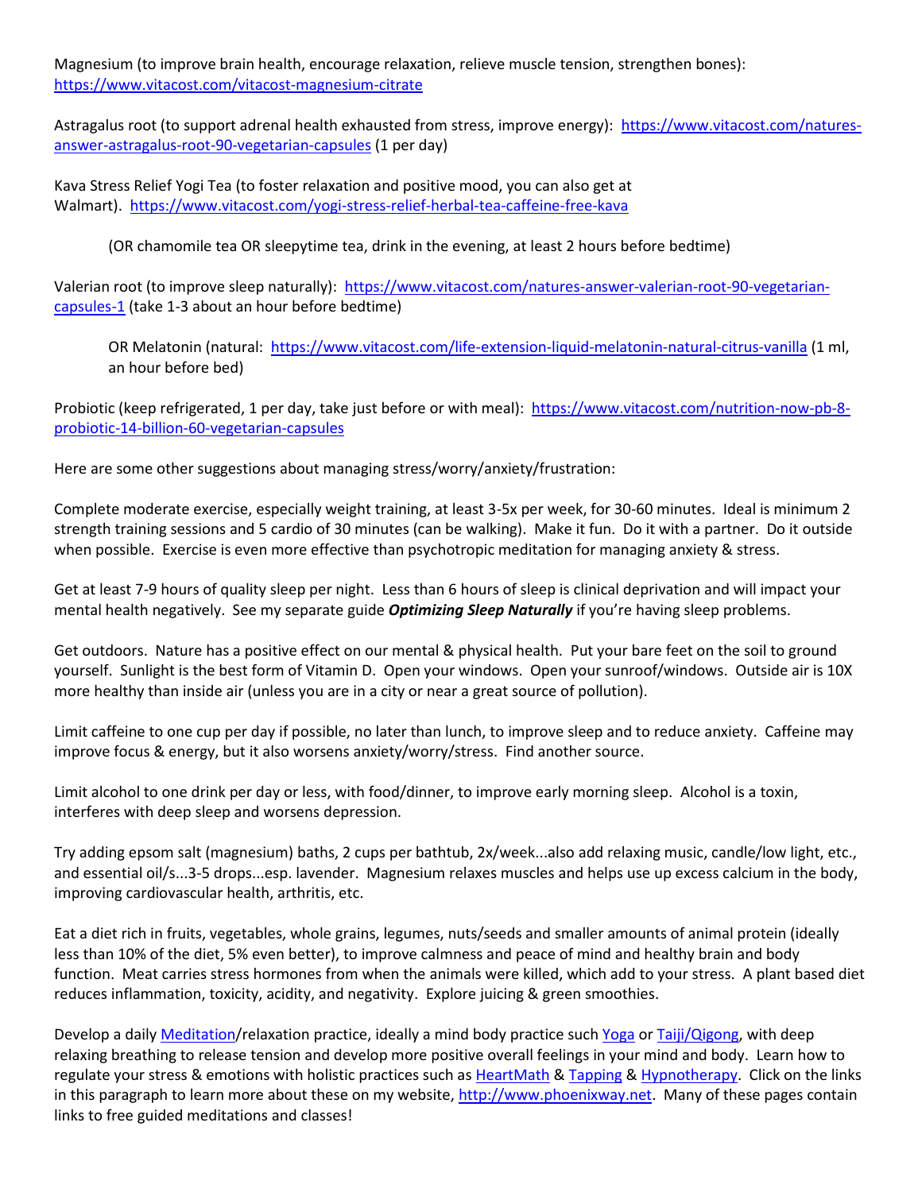Magnesium (to improve brain health, encourage relaxation, relieve muscle tension, strengthen bones): https://www.vitacost.com/vitacost-magnesium-citrate

Astragalus root (to support adrenal health exhausted from stress, improve energy): https://www.vitacost.com/natures-answer-astragalus-root-90-vegetarian-capsules (1 per day)

Kava Stress Relief Yogi Tea (to foster relaxation and positive mood, you can also get at Walmart). https://www.vitacost.com/yogi-stress-relief-herbal-tea-caffeine-free-kava

(OR chamomile tea OR sleepytime tea, drink in the evening, at least 2 hours before bedtime)

Valerian root (to improve sleep naturally): https://www.vitacost.com/natures-answer-valerian-root-90-vegetarian-capsules-1 (take 1-3 about an hour before bedtime)

OR Melatonin (natural: https://www.vitacost.com/life-extension-liquid-melatonin-natural-citrus-vanilla (1 ml, an hour before bed)

Probiotic (keep refrigerated, 1 per day, take just before or with meal): https://www.vitacost.com/nutrition-now-pb-8-probiotic-14-billion-60-vegetarian-capsules

Here are some other suggestions about managing stress/worry/anxiety/frustration:

Complete moderate exercise, especially weight training, at least 3-5x per week, for 30-60 minutes. Ideal is minimum 2 strength training sessions and 5 cardio of 30 minutes (can be walking). Make it fun. Do it with a partner. Do it outside when possible. Exercise is even more effective than psychotropic meditation for managing anxiety & stress.

Get at least 7-9 hours of quality sleep per night. Less than 6 hours of sleep is clinical deprivation and will impact your mental health negatively. See my separate guide ***Optimizing Sleep Naturally*** if you're having sleep problems.

Get outdoors. Nature has a positive effect on our mental & physical health. Put your bare feet on the soil to ground yourself. Sunlight is the best form of Vitamin D. Open your windows. Open your sunroof/windows. Outside air is 10X more healthy than inside air (unless you are in a city or near a great source of pollution).

Limit caffeine to one cup per day if possible, no later than lunch, to improve sleep and to reduce anxiety. Caffeine may improve focus & energy, but it also worsens anxiety/worry/stress. Find another source.

Limit alcohol to one drink per day or less, with food/dinner, to improve early morning sleep. Alcohol is a toxin, interferes with deep sleep and worsens depression.

Try adding epsom salt (magnesium) baths, 2 cups per bathtub, 2x/week...also add relaxing music, candle/low light, etc., and essential oil/s...3-5 drops...esp. lavender. Magnesium relaxes muscles and helps use up excess calcium in the body, improving cardiovascular health, arthritis, etc.

Eat a diet rich in fruits, vegetables, whole grains, legumes, nuts/seeds and smaller amounts of animal protein (ideally less than 10% of the diet, 5% even better), to improve calmness and peace of mind and healthy brain and body function. Meat carries stress hormones from when the animals were killed, which add to your stress. A plant based diet reduces inflammation, toxicity, acidity, and negativity. Explore juicing & green smoothies.

Develop a daily Meditation/relaxation practice, ideally a mind body practice such Yoga or Taiji/Qigong, with deep relaxing breathing to release tension and develop more positive overall feelings in your mind and body. Learn how to regulate your stress & emotions with holistic practices such as HeartMath & Tapping & Hypnotherapy. Click on the links in this paragraph to learn more about these on my website, http://www.phoenixway.net. Many of these pages contain links to free guided meditations and classes!